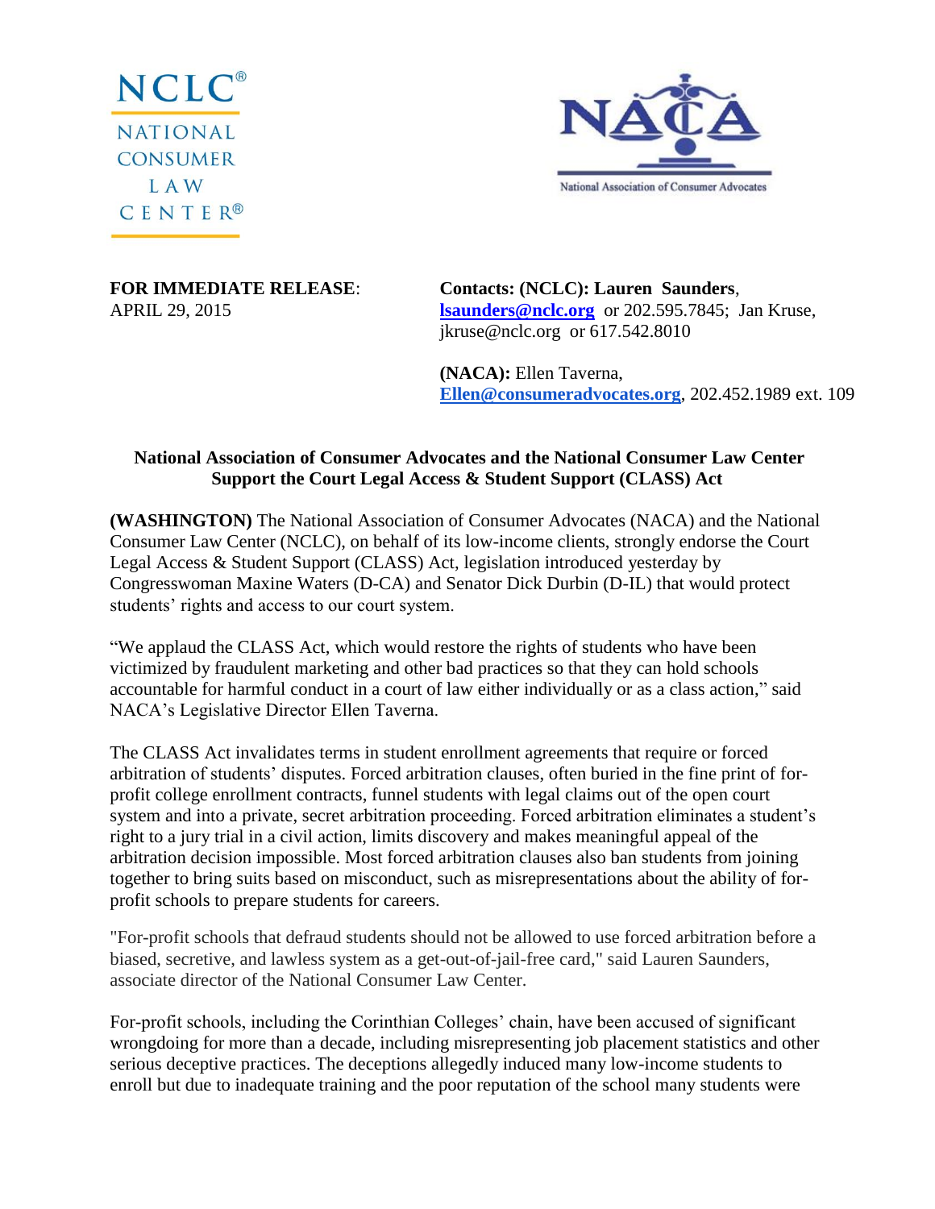NCLC®
NATIONAL CONSUMER LAW CENTER®

NACA
National Association of Consumer Advocates

**FOR IMMEDIATE RELEASE**:
APRIL 29, 2015

**Contacts: (NCLC): Lauren Saunders**, **lsaunders@nclc.org** or 202.595.7845; Jan Kruse, jkruse@nclc.org or 617.542.8010

**(NACA):** Ellen Taverna, **Ellen@consumeradvocates.org**, 202.452.1989 ext. 109

**National Association of Consumer Advocates and the National Consumer Law Center Support the Court Legal Access & Student Support (CLASS) Act**

**(WASHINGTON)** The National Association of Consumer Advocates (NACA) and the National Consumer Law Center (NCLC), on behalf of its low-income clients, strongly endorse the Court Legal Access & Student Support (CLASS) Act, legislation introduced yesterday by Congresswoman Maxine Waters (D-CA) and Senator Dick Durbin (D-IL) that would protect students' rights and access to our court system.

"We applaud the CLASS Act, which would restore the rights of students who have been victimized by fraudulent marketing and other bad practices so that they can hold schools accountable for harmful conduct in a court of law either individually or as a class action," said NACA's Legislative Director Ellen Taverna.

The CLASS Act invalidates terms in student enrollment agreements that require or forced arbitration of students' disputes. Forced arbitration clauses, often buried in the fine print of for-profit college enrollment contracts, funnel students with legal claims out of the open court system and into a private, secret arbitration proceeding. Forced arbitration eliminates a student's right to a jury trial in a civil action, limits discovery and makes meaningful appeal of the arbitration decision impossible. Most forced arbitration clauses also ban students from joining together to bring suits based on misconduct, such as misrepresentations about the ability of for-profit schools to prepare students for careers.

"For-profit schools that defraud students should not be allowed to use forced arbitration before a biased, secretive, and lawless system as a get-out-of-jail-free card," said Lauren Saunders, associate director of the National Consumer Law Center.

For-profit schools, including the Corinthian Colleges' chain, have been accused of significant wrongdoing for more than a decade, including misrepresenting job placement statistics and other serious deceptive practices. The deceptions allegedly induced many low-income students to enroll but due to inadequate training and the poor reputation of the school many students were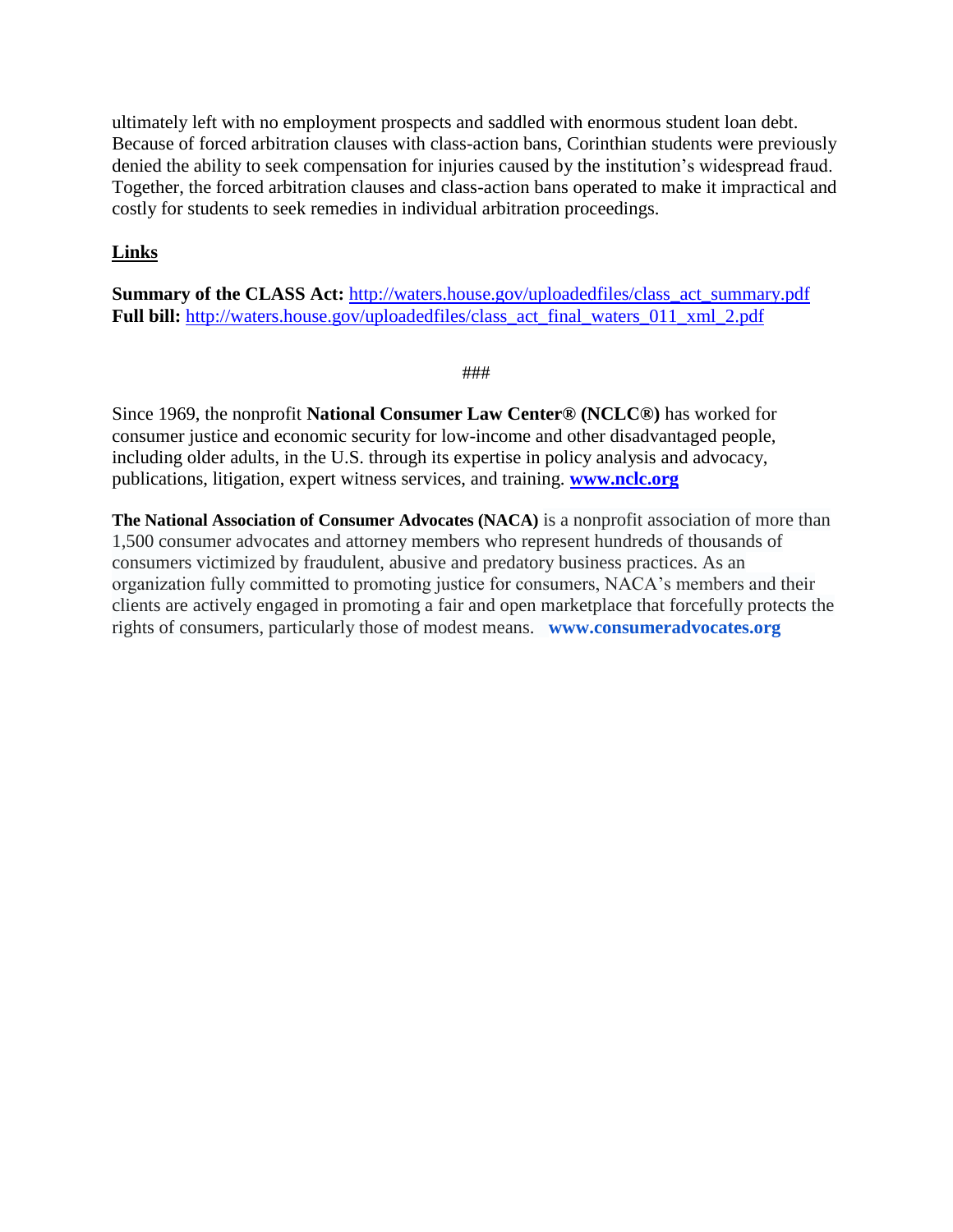ultimately left with no employment prospects and saddled with enormous student loan debt. Because of forced arbitration clauses with class-action bans, Corinthian students were previously denied the ability to seek compensation for injuries caused by the institution's widespread fraud. Together, the forced arbitration clauses and class-action bans operated to make it impractical and costly for students to seek remedies in individual arbitration proceedings.

## Links

**Summary of the CLASS Act:** http://waters.house.gov/uploadedfiles/class_act_summary.pdf
**Full bill:** http://waters.house.gov/uploadedfiles/class_act_final_waters_011_xml_2.pdf

###

Since 1969, the nonprofit **National Consumer Law Center® (NCLC®)** has worked for consumer justice and economic security for low-income and other disadvantaged people, including older adults, in the U.S. through its expertise in policy analysis and advocacy, publications, litigation, expert witness services, and training. **www.nclc.org**

**The National Association of Consumer Advocates (NACA)** is a nonprofit association of more than 1,500 consumer advocates and attorney members who represent hundreds of thousands of consumers victimized by fraudulent, abusive and predatory business practices. As an organization fully committed to promoting justice for consumers, NACA's members and their clients are actively engaged in promoting a fair and open marketplace that forcefully protects the rights of consumers, particularly those of modest means. **www.consumeradvocates.org**